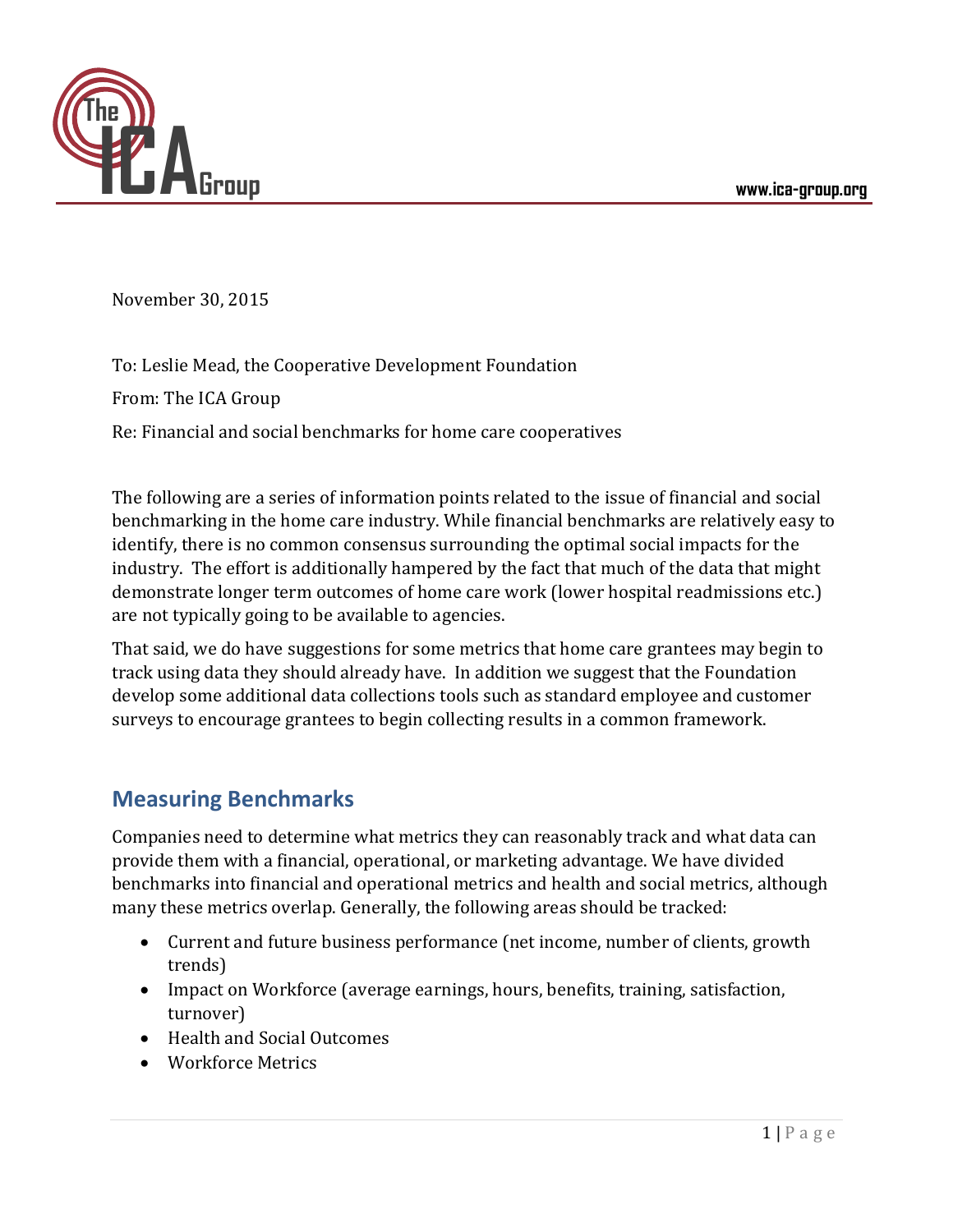November 30, 2015

To: Leslie Mead, the Cooperative Development Foundation

From: The ICA Group

Re: Financial and social benchmarks for home care cooperatives

The following are a series of information points related to the issue of financial and social benchmarking in the home care industry. While financial benchmarks are relatively easy to identify, there is no common consensus surrounding the optimal social impacts for the industry. The effort is additionally hampered by the fact that much of the data that might demonstrate longer term outcomes of home care work (lower hospital readmissions etc.) are not typically going to be available to agencies.

That said, we do have suggestions for some metrics that home care grantees may begin to track using data they should already have. In addition we suggest that the Foundation develop some additional data collections tools such as standard employee and customer surveys to encourage grantees to begin collecting results in a common framework.

## Measuring Benchmarks

Companies need to determine what metrics they can reasonably track and what data can provide them with a financial, operational, or marketing advantage. We have divided benchmarks into financial and operational metrics and health and social metrics, although many these metrics overlap. Generally, the following areas should be tracked:

- Current and future business performance (net income, number of clients, growth trends)
- Impact on Workforce (average earnings, hours, benefits, training, satisfaction, turnover)
- Health and Social Outcomes
- Workforce Metrics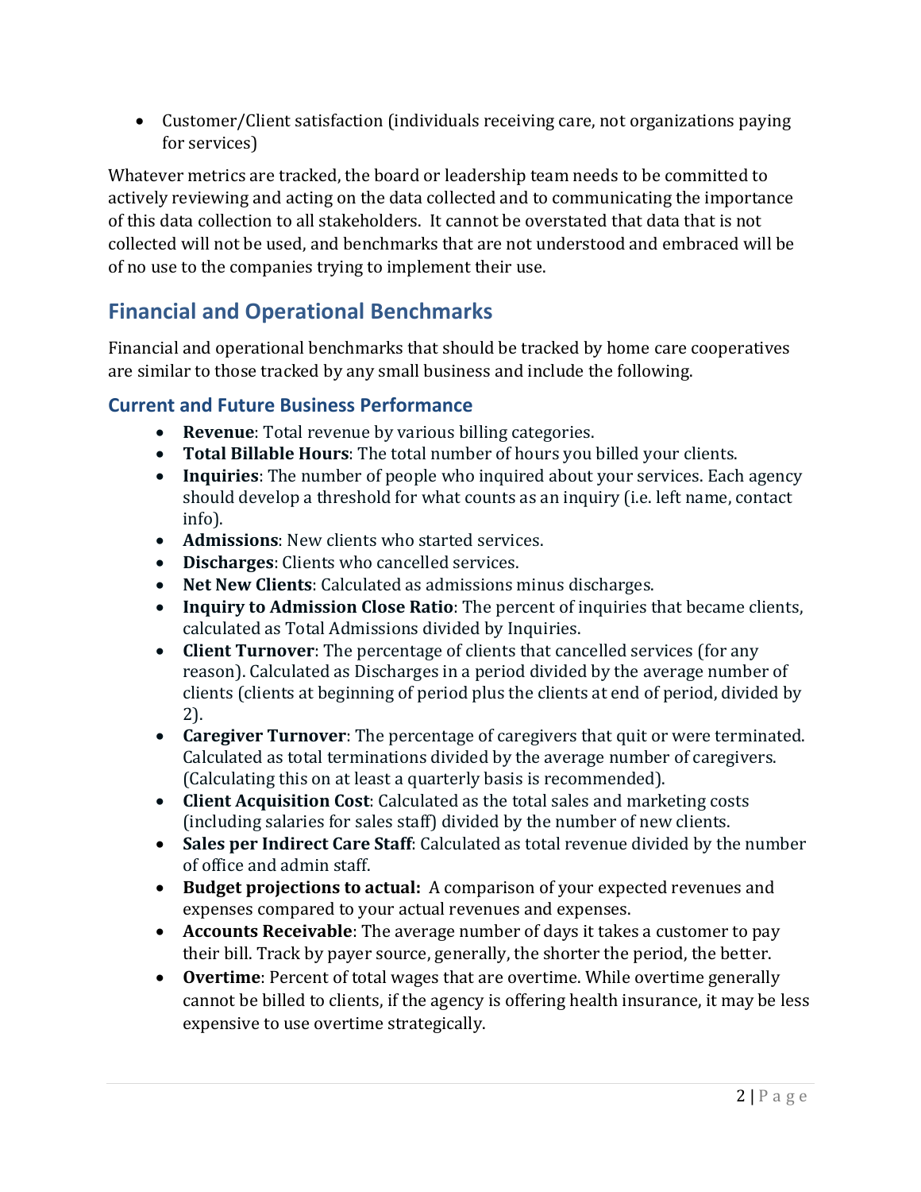- Customer/Client satisfaction (individuals receiving care, not organizations paying for services)

Whatever metrics are tracked, the board or leadership team needs to be committed to actively reviewing and acting on the data collected and to communicating the importance of this data collection to all stakeholders. It cannot be overstated that data that is not collected will not be used, and benchmarks that are not understood and embraced will be of no use to the companies trying to implement their use.

## Financial and Operational Benchmarks

Financial and operational benchmarks that should be tracked by home care cooperatives are similar to those tracked by any small business and include the following.

### Current and Future Business Performance

- **Revenue**: Total revenue by various billing categories.
- **Total Billable Hours**: The total number of hours you billed your clients.
- **Inquiries**: The number of people who inquired about your services. Each agency should develop a threshold for what counts as an inquiry (i.e. left name, contact info).
- **Admissions**: New clients who started services.
- **Discharges**: Clients who cancelled services.
- **Net New Clients**: Calculated as admissions minus discharges.
- **Inquiry to Admission Close Ratio**: The percent of inquiries that became clients, calculated as Total Admissions divided by Inquiries.
- **Client Turnover**: The percentage of clients that cancelled services (for any reason). Calculated as Discharges in a period divided by the average number of clients (clients at beginning of period plus the clients at end of period, divided by 2).
- **Caregiver Turnover**: The percentage of caregivers that quit or were terminated. Calculated as total terminations divided by the average number of caregivers. (Calculating this on at least a quarterly basis is recommended).
- **Client Acquisition Cost**: Calculated as the total sales and marketing costs (including salaries for sales staff) divided by the number of new clients.
- **Sales per Indirect Care Staff**: Calculated as total revenue divided by the number of office and admin staff.
- **Budget projections to actual:** A comparison of your expected revenues and expenses compared to your actual revenues and expenses.
- **Accounts Receivable**: The average number of days it takes a customer to pay their bill. Track by payer source, generally, the shorter the period, the better.
- **Overtime**: Percent of total wages that are overtime. While overtime generally cannot be billed to clients, if the agency is offering health insurance, it may be less expensive to use overtime strategically.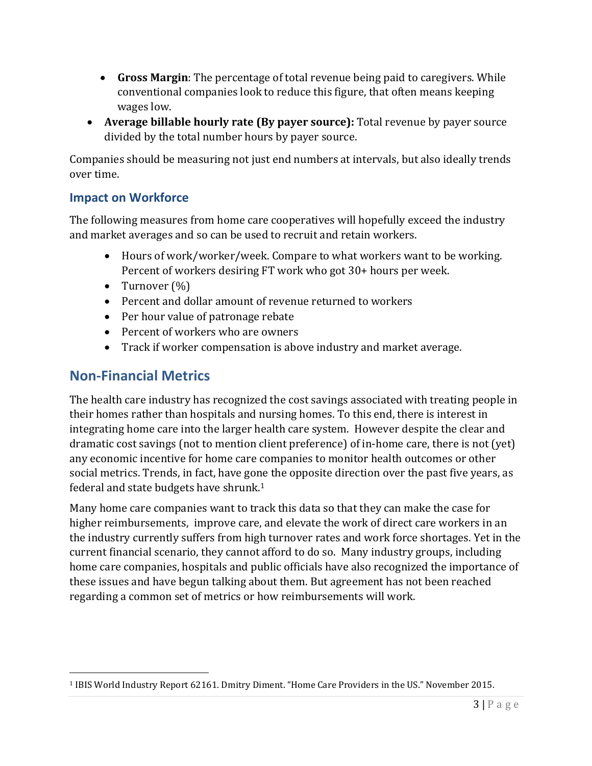- **Gross Margin**: The percentage of total revenue being paid to caregivers. While conventional companies look to reduce this figure, that often means keeping wages low.
- **Average billable hourly rate (By payer source):** Total revenue by payer source divided by the total number hours by payer source.

Companies should be measuring not just end numbers at intervals, but also ideally trends over time.

### Impact on Workforce

The following measures from home care cooperatives will hopefully exceed the industry and market averages and so can be used to recruit and retain workers.

- Hours of work/worker/week. Compare to what workers want to be working. Percent of workers desiring FT work who got 30+ hours per week.
- Turnover (%)
- Percent and dollar amount of revenue returned to workers
- Per hour value of patronage rebate
- Percent of workers who are owners
- Track if worker compensation is above industry and market average.

## Non-Financial Metrics

The health care industry has recognized the cost savings associated with treating people in their homes rather than hospitals and nursing homes. To this end, there is interest in integrating home care into the larger health care system. However despite the clear and dramatic cost savings (not to mention client preference) of in-home care, there is not (yet) any economic incentive for home care companies to monitor health outcomes or other social metrics. Trends, in fact, have gone the opposite direction over the past five years, as federal and state budgets have shrunk.[1]

Many home care companies want to track this data so that they can make the case for higher reimbursements, improve care, and elevate the work of direct care workers in an the industry currently suffers from high turnover rates and work force shortages. Yet in the current financial scenario, they cannot afford to do so. Many industry groups, including home care companies, hospitals and public officials have also recognized the importance of these issues and have begun talking about them. But agreement has not been reached regarding a common set of metrics or how reimbursements will work.

[1] IBIS World Industry Report 62161. Dmitry Diment. "Home Care Providers in the US." November 2015.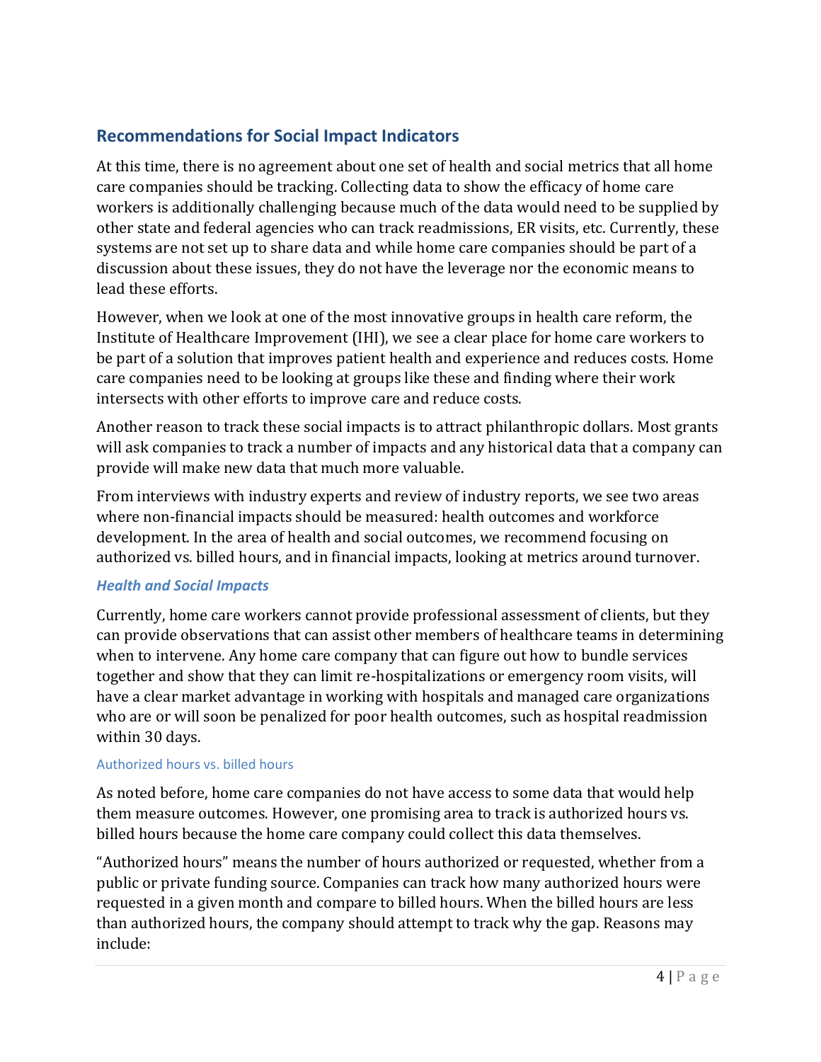## Recommendations for Social Impact Indicators

At this time, there is no agreement about one set of health and social metrics that all home care companies should be tracking. Collecting data to show the efficacy of home care workers is additionally challenging because much of the data would need to be supplied by other state and federal agencies who can track readmissions, ER visits, etc. Currently, these systems are not set up to share data and while home care companies should be part of a discussion about these issues, they do not have the leverage nor the economic means to lead these efforts.

However, when we look at one of the most innovative groups in health care reform, the Institute of Healthcare Improvement (IHI), we see a clear place for home care workers to be part of a solution that improves patient health and experience and reduces costs. Home care companies need to be looking at groups like these and finding where their work intersects with other efforts to improve care and reduce costs.

Another reason to track these social impacts is to attract philanthropic dollars. Most grants will ask companies to track a number of impacts and any historical data that a company can provide will make new data that much more valuable.

From interviews with industry experts and review of industry reports, we see two areas where non-financial impacts should be measured: health outcomes and workforce development. In the area of health and social outcomes, we recommend focusing on authorized vs. billed hours, and in financial impacts, looking at metrics around turnover.

### *Health and Social Impacts*

Currently, home care workers cannot provide professional assessment of clients, but they can provide observations that can assist other members of healthcare teams in determining when to intervene. Any home care company that can figure out how to bundle services together and show that they can limit re-hospitalizations or emergency room visits, will have a clear market advantage in working with hospitals and managed care organizations who are or will soon be penalized for poor health outcomes, such as hospital readmission within 30 days.

#### Authorized hours vs. billed hours

As noted before, home care companies do not have access to some data that would help them measure outcomes. However, one promising area to track is authorized hours vs. billed hours because the home care company could collect this data themselves.

"Authorized hours" means the number of hours authorized or requested, whether from a public or private funding source. Companies can track how many authorized hours were requested in a given month and compare to billed hours. When the billed hours are less than authorized hours, the company should attempt to track why the gap. Reasons may include: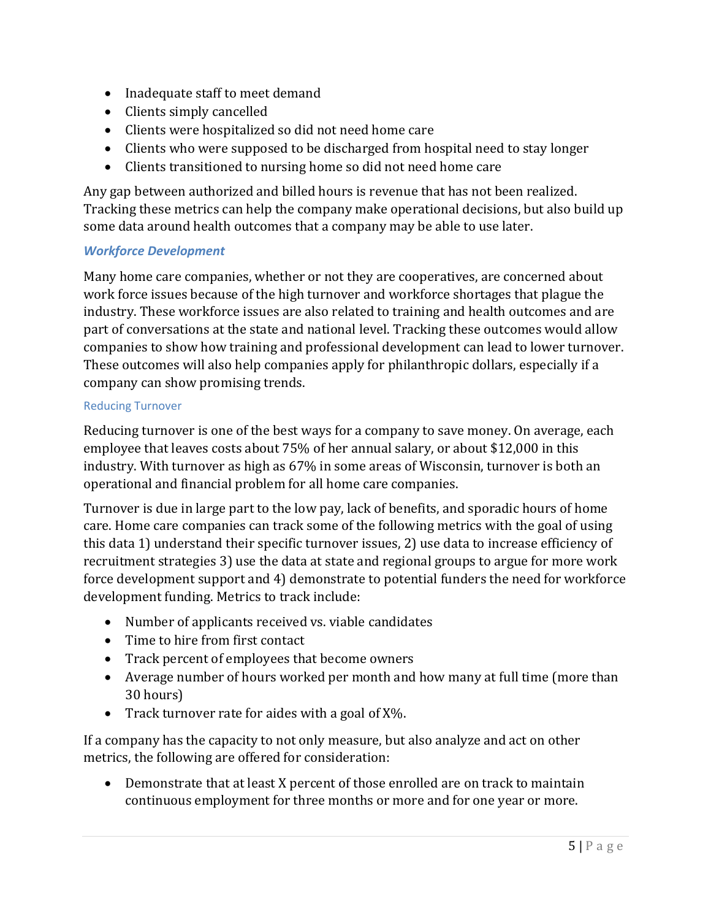- Inadequate staff to meet demand
- Clients simply cancelled
- Clients were hospitalized so did not need home care
- Clients who were supposed to be discharged from hospital need to stay longer
- Clients transitioned to nursing home so did not need home care

Any gap between authorized and billed hours is revenue that has not been realized. Tracking these metrics can help the company make operational decisions, but also build up some data around health outcomes that a company may be able to use later.

### *Workforce Development*

Many home care companies, whether or not they are cooperatives, are concerned about work force issues because of the high turnover and workforce shortages that plague the industry. These workforce issues are also related to training and health outcomes and are part of conversations at the state and national level. Tracking these outcomes would allow companies to show how training and professional development can lead to lower turnover. These outcomes will also help companies apply for philanthropic dollars, especially if a company can show promising trends.

#### Reducing Turnover

Reducing turnover is one of the best ways for a company to save money. On average, each employee that leaves costs about 75% of her annual salary, or about $12,000 in this industry. With turnover as high as 67% in some areas of Wisconsin, turnover is both an operational and financial problem for all home care companies.

Turnover is due in large part to the low pay, lack of benefits, and sporadic hours of home care. Home care companies can track some of the following metrics with the goal of using this data 1) understand their specific turnover issues, 2) use data to increase efficiency of recruitment strategies 3) use the data at state and regional groups to argue for more work force development support and 4) demonstrate to potential funders the need for workforce development funding. Metrics to track include:

- Number of applicants received vs. viable candidates
- Time to hire from first contact
- Track percent of employees that become owners
- Average number of hours worked per month and how many at full time (more than 30 hours)
- Track turnover rate for aides with a goal of X%.

If a company has the capacity to not only measure, but also analyze and act on other metrics, the following are offered for consideration:

- Demonstrate that at least X percent of those enrolled are on track to maintain continuous employment for three months or more and for one year or more.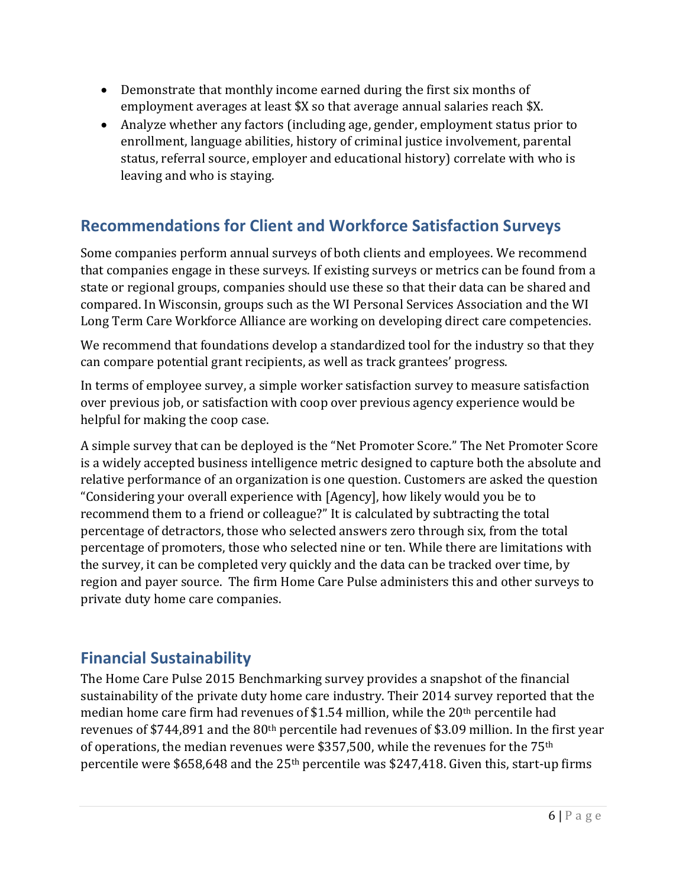- Demonstrate that monthly income earned during the first six months of employment averages at least $X so that average annual salaries reach $X.
- Analyze whether any factors (including age, gender, employment status prior to enrollment, language abilities, history of criminal justice involvement, parental status, referral source, employer and educational history) correlate with who is leaving and who is staying.

## Recommendations for Client and Workforce Satisfaction Surveys

Some companies perform annual surveys of both clients and employees. We recommend that companies engage in these surveys. If existing surveys or metrics can be found from a state or regional groups, companies should use these so that their data can be shared and compared. In Wisconsin, groups such as the WI Personal Services Association and the WI Long Term Care Workforce Alliance are working on developing direct care competencies.

We recommend that foundations develop a standardized tool for the industry so that they can compare potential grant recipients, as well as track grantees' progress.

In terms of employee survey, a simple worker satisfaction survey to measure satisfaction over previous job, or satisfaction with coop over previous agency experience would be helpful for making the coop case.

A simple survey that can be deployed is the "Net Promoter Score." The Net Promoter Score is a widely accepted business intelligence metric designed to capture both the absolute and relative performance of an organization is one question. Customers are asked the question "Considering your overall experience with [Agency], how likely would you be to recommend them to a friend or colleague?" It is calculated by subtracting the total percentage of detractors, those who selected answers zero through six, from the total percentage of promoters, those who selected nine or ten. While there are limitations with the survey, it can be completed very quickly and the data can be tracked over time, by region and payer source. The firm Home Care Pulse administers this and other surveys to private duty home care companies.

## Financial Sustainability

The Home Care Pulse 2015 Benchmarking survey provides a snapshot of the financial sustainability of the private duty home care industry. Their 2014 survey reported that the median home care firm had revenues of $1.54 million, while the 20th percentile had revenues of $744,891 and the 80th percentile had revenues of $3.09 million. In the first year of operations, the median revenues were $357,500, while the revenues for the 75th percentile were $658,648 and the 25th percentile was $247,418. Given this, start-up firms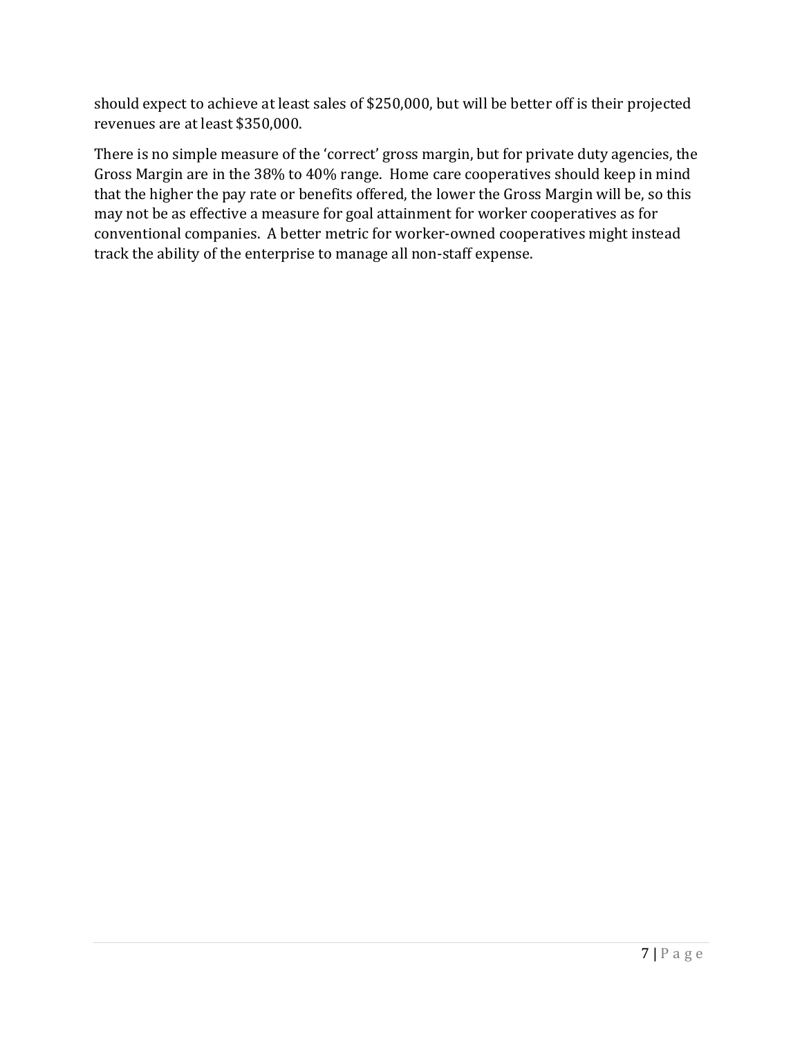should expect to achieve at least sales of $250,000, but will be better off is their projected revenues are at least $350,000.

There is no simple measure of the 'correct' gross margin, but for private duty agencies, the Gross Margin are in the 38% to 40% range. Home care cooperatives should keep in mind that the higher the pay rate or benefits offered, the lower the Gross Margin will be, so this may not be as effective a measure for goal attainment for worker cooperatives as for conventional companies. A better metric for worker-owned cooperatives might instead track the ability of the enterprise to manage all non-staff expense.